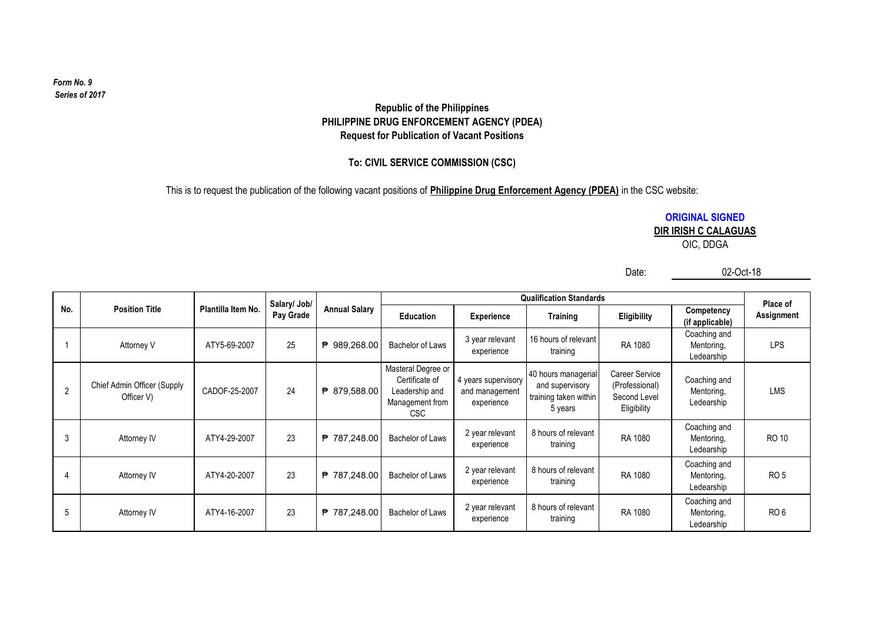*Form No. 9*
*Series of 2017*

**Republic of the Philippines**
**PHILIPPINE DRUG ENFORCEMENT AGENCY (PDEA)**
**Request for Publication of Vacant Positions**

**To: CIVIL SERVICE COMMISSION (CSC)**

This is to request the publication of the following vacant positions of **Philippine Drug Enforcement Agency (PDEA)** in the CSC website:

**ORIGINAL SIGNED**
**DIR IRISH C CALAGUAS**
OIC, DDGA

Date: 02-Oct-18

| No. | Position Title | Plantilla Item No. | Salary/ Job/ Pay Grade | Annual Salary | Qualification Standards | | | | | Place of Assignment |
|---|---|---|---|---|---|---|---|---|---|---|
| | | | | | Education | Experience | Training | Eligibility | Competency (if applicable) | |
| 1 | Attorney V | ATY5-69-2007 | 25 | ₱ 989,268.00 | Bachelor of Laws | 3 year relevant experience | 16 hours of relevant training | RA 1080 | Coaching and Mentoring, Ledearship | LPS |
| 2 | Chief Admin Officer (Supply Officer V) | CADOF-25-2007 | 24 | ₱ 879,588.00 | Masteral Degree or Certificate of Leadership and Management from CSC | 4 years supervisory and management experience | 40 hours managerial and supervisory training taken within 5 years | Career Service (Professional) Second Level Eligibility | Coaching and Mentoring, Ledearship | LMS |
| 3 | Attorney IV | ATY4-29-2007 | 23 | ₱ 787,248.00 | Bachelor of Laws | 2 year relevant experience | 8 hours of relevant training | RA 1080 | Coaching and Mentoring, Ledearship | RO 10 |
| 4 | Attorney IV | ATY4-20-2007 | 23 | ₱ 787,248.00 | Bachelor of Laws | 2 year relevant experience | 8 hours of relevant training | RA 1080 | Coaching and Mentoring, Ledearship | RO 5 |
| 5 | Attorney IV | ATY4-16-2007 | 23 | ₱ 787,248.00 | Bachelor of Laws | 2 year relevant experience | 8 hours of relevant training | RA 1080 | Coaching and Mentoring, Ledearship | RO 6 |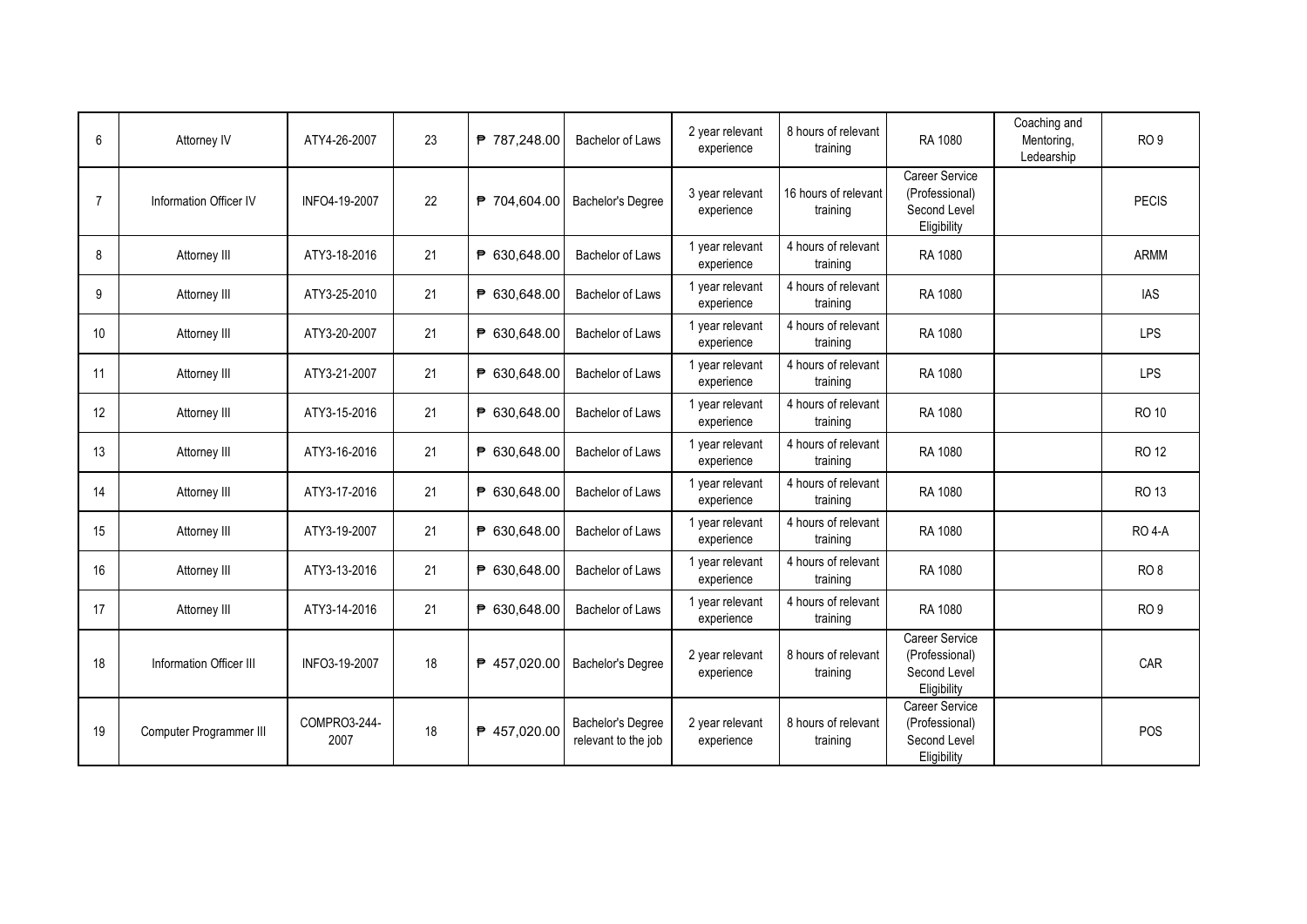| | | | | | | | | | | |
|---|---|---|---|---|---|---|---|---|---|---|
| 6 | Attorney IV | ATY4-26-2007 | 23 | ₱ 787,248.00 | Bachelor of Laws | 2 year relevant experience | 8 hours of relevant training | RA 1080 | Coaching and Mentoring, Ledearship | RO 9 |
| 7 | Information Officer IV | INFO4-19-2007 | 22 | ₱ 704,604.00 | Bachelor's Degree | 3 year relevant experience | 16 hours of relevant training | Career Service (Professional) Second Level Eligibility | | PECIS |
| 8 | Attorney III | ATY3-18-2016 | 21 | ₱ 630,648.00 | Bachelor of Laws | 1 year relevant experience | 4 hours of relevant training | RA 1080 | | ARMM |
| 9 | Attorney III | ATY3-25-2010 | 21 | ₱ 630,648.00 | Bachelor of Laws | 1 year relevant experience | 4 hours of relevant training | RA 1080 | | IAS |
| 10 | Attorney III | ATY3-20-2007 | 21 | ₱ 630,648.00 | Bachelor of Laws | 1 year relevant experience | 4 hours of relevant training | RA 1080 | | LPS |
| 11 | Attorney III | ATY3-21-2007 | 21 | ₱ 630,648.00 | Bachelor of Laws | 1 year relevant experience | 4 hours of relevant training | RA 1080 | | LPS |
| 12 | Attorney III | ATY3-15-2016 | 21 | ₱ 630,648.00 | Bachelor of Laws | 1 year relevant experience | 4 hours of relevant training | RA 1080 | | RO 10 |
| 13 | Attorney III | ATY3-16-2016 | 21 | ₱ 630,648.00 | Bachelor of Laws | 1 year relevant experience | 4 hours of relevant training | RA 1080 | | RO 12 |
| 14 | Attorney III | ATY3-17-2016 | 21 | ₱ 630,648.00 | Bachelor of Laws | 1 year relevant experience | 4 hours of relevant training | RA 1080 | | RO 13 |
| 15 | Attorney III | ATY3-19-2007 | 21 | ₱ 630,648.00 | Bachelor of Laws | 1 year relevant experience | 4 hours of relevant training | RA 1080 | | RO 4-A |
| 16 | Attorney III | ATY3-13-2016 | 21 | ₱ 630,648.00 | Bachelor of Laws | 1 year relevant experience | 4 hours of relevant training | RA 1080 | | RO 8 |
| 17 | Attorney III | ATY3-14-2016 | 21 | ₱ 630,648.00 | Bachelor of Laws | 1 year relevant experience | 4 hours of relevant training | RA 1080 | | RO 9 |
| 18 | Information Officer III | INFO3-19-2007 | 18 | ₱ 457,020.00 | Bachelor's Degree | 2 year relevant experience | 8 hours of relevant training | Career Service (Professional) Second Level Eligibility | | CAR |
| 19 | Computer Programmer III | COMPRO3-244-2007 | 18 | ₱ 457,020.00 | Bachelor's Degree relevant to the job | 2 year relevant experience | 8 hours of relevant training | Career Service (Professional) Second Level Eligibility | | POS |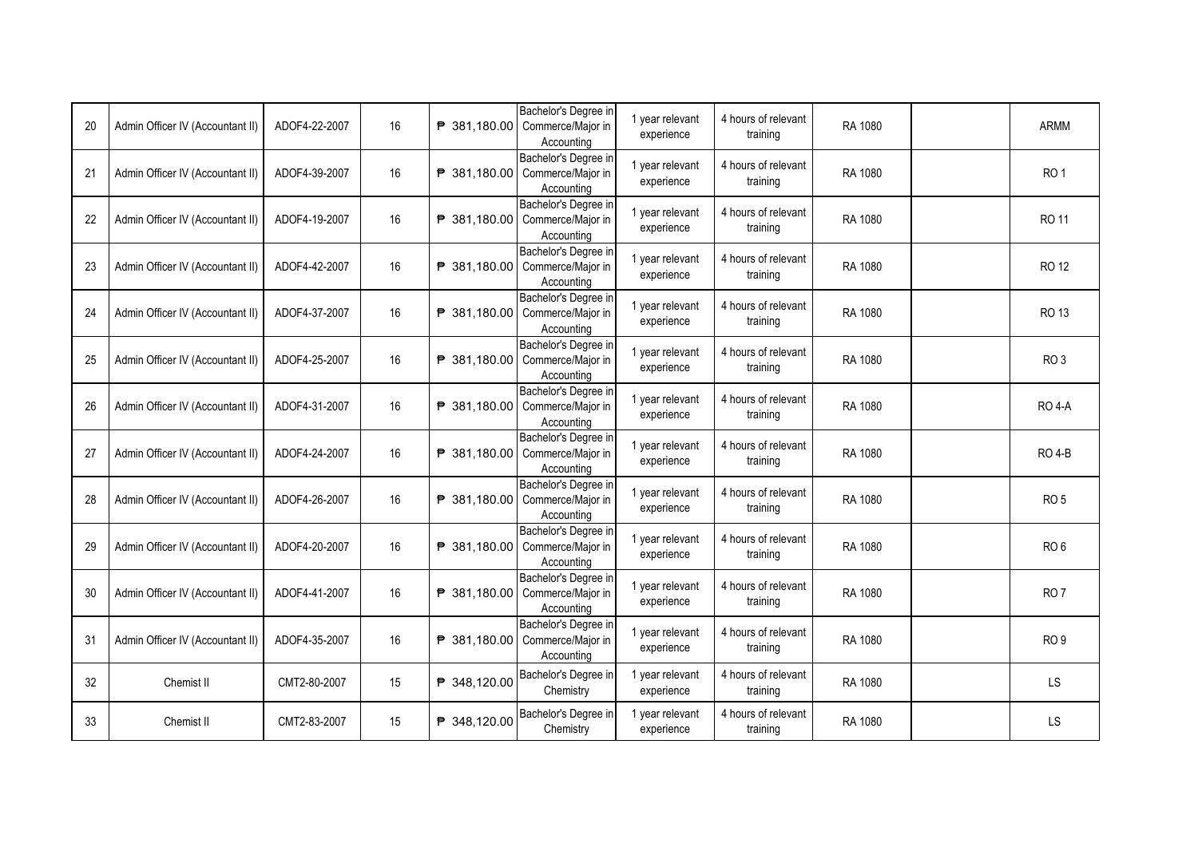| | | | | | | | | | | |
|---|---|---|---|---|---|---|---|---|---|---|
| 20 | Admin Officer IV (Accountant II) | ADOF4-22-2007 | 16 | ₱ 381,180.00 | Bachelor's Degree in Commerce/Major in Accounting | 1 year relevant experience | 4 hours of relevant training | RA 1080 | | ARMM |
| 21 | Admin Officer IV (Accountant II) | ADOF4-39-2007 | 16 | ₱ 381,180.00 | Bachelor's Degree in Commerce/Major in Accounting | 1 year relevant experience | 4 hours of relevant training | RA 1080 | | RO 1 |
| 22 | Admin Officer IV (Accountant II) | ADOF4-19-2007 | 16 | ₱ 381,180.00 | Bachelor's Degree in Commerce/Major in Accounting | 1 year relevant experience | 4 hours of relevant training | RA 1080 | | RO 11 |
| 23 | Admin Officer IV (Accountant II) | ADOF4-42-2007 | 16 | ₱ 381,180.00 | Bachelor's Degree in Commerce/Major in Accounting | 1 year relevant experience | 4 hours of relevant training | RA 1080 | | RO 12 |
| 24 | Admin Officer IV (Accountant II) | ADOF4-37-2007 | 16 | ₱ 381,180.00 | Bachelor's Degree in Commerce/Major in Accounting | 1 year relevant experience | 4 hours of relevant training | RA 1080 | | RO 13 |
| 25 | Admin Officer IV (Accountant II) | ADOF4-25-2007 | 16 | ₱ 381,180.00 | Bachelor's Degree in Commerce/Major in Accounting | 1 year relevant experience | 4 hours of relevant training | RA 1080 | | RO 3 |
| 26 | Admin Officer IV (Accountant II) | ADOF4-31-2007 | 16 | ₱ 381,180.00 | Bachelor's Degree in Commerce/Major in Accounting | 1 year relevant experience | 4 hours of relevant training | RA 1080 | | RO 4-A |
| 27 | Admin Officer IV (Accountant II) | ADOF4-24-2007 | 16 | ₱ 381,180.00 | Bachelor's Degree in Commerce/Major in Accounting | 1 year relevant experience | 4 hours of relevant training | RA 1080 | | RO 4-B |
| 28 | Admin Officer IV (Accountant II) | ADOF4-26-2007 | 16 | ₱ 381,180.00 | Bachelor's Degree in Commerce/Major in Accounting | 1 year relevant experience | 4 hours of relevant training | RA 1080 | | RO 5 |
| 29 | Admin Officer IV (Accountant II) | ADOF4-20-2007 | 16 | ₱ 381,180.00 | Bachelor's Degree in Commerce/Major in Accounting | 1 year relevant experience | 4 hours of relevant training | RA 1080 | | RO 6 |
| 30 | Admin Officer IV (Accountant II) | ADOF4-41-2007 | 16 | ₱ 381,180.00 | Bachelor's Degree in Commerce/Major in Accounting | 1 year relevant experience | 4 hours of relevant training | RA 1080 | | RO 7 |
| 31 | Admin Officer IV (Accountant II) | ADOF4-35-2007 | 16 | ₱ 381,180.00 | Bachelor's Degree in Commerce/Major in Accounting | 1 year relevant experience | 4 hours of relevant training | RA 1080 | | RO 9 |
| 32 | Chemist II | CMT2-80-2007 | 15 | ₱ 348,120.00 | Bachelor's Degree in Chemistry | 1 year relevant experience | 4 hours of relevant training | RA 1080 | | LS |
| 33 | Chemist II | CMT2-83-2007 | 15 | ₱ 348,120.00 | Bachelor's Degree in Chemistry | 1 year relevant experience | 4 hours of relevant training | RA 1080 | | LS |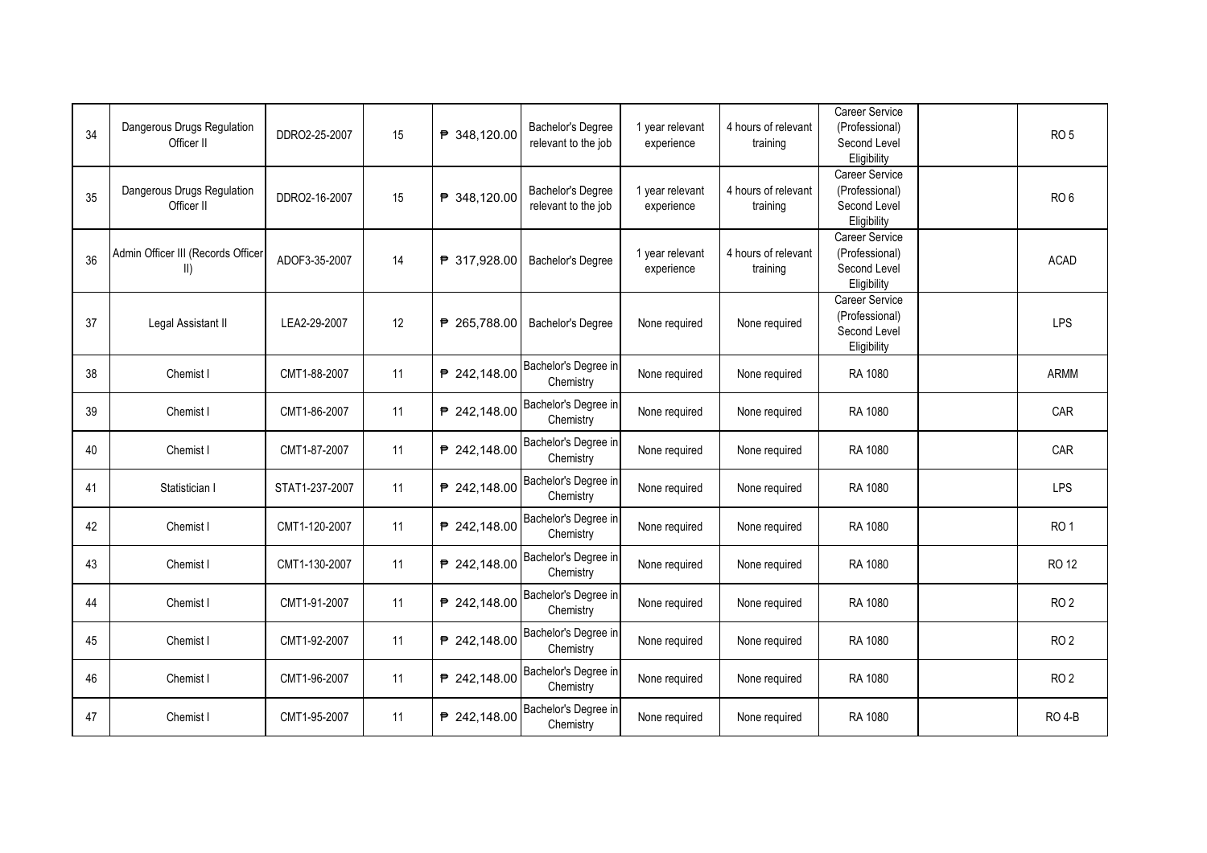| | | | | | | | | | | |
|---|---|---|---|---|---|---|---|---|---|---|
| 34 | Dangerous Drugs Regulation Officer II | DDRO2-25-2007 | 15 | ₱ 348,120.00 | Bachelor's Degree relevant to the job | 1 year relevant experience | 4 hours of relevant training | Career Service (Professional) Second Level Eligibility | | RO 5 |
| 35 | Dangerous Drugs Regulation Officer II | DDRO2-16-2007 | 15 | ₱ 348,120.00 | Bachelor's Degree relevant to the job | 1 year relevant experience | 4 hours of relevant training | Career Service (Professional) Second Level Eligibility | | RO 6 |
| 36 | Admin Officer III (Records Officer II) | ADOF3-35-2007 | 14 | ₱ 317,928.00 | Bachelor's Degree | 1 year relevant experience | 4 hours of relevant training | Career Service (Professional) Second Level Eligibility | | ACAD |
| 37 | Legal Assistant II | LEA2-29-2007 | 12 | ₱ 265,788.00 | Bachelor's Degree | None required | None required | Career Service (Professional) Second Level Eligibility | | LPS |
| 38 | Chemist I | CMT1-88-2007 | 11 | ₱ 242,148.00 | Bachelor's Degree in Chemistry | None required | None required | RA 1080 | | ARMM |
| 39 | Chemist I | CMT1-86-2007 | 11 | ₱ 242,148.00 | Bachelor's Degree in Chemistry | None required | None required | RA 1080 | | CAR |
| 40 | Chemist I | CMT1-87-2007 | 11 | ₱ 242,148.00 | Bachelor's Degree in Chemistry | None required | None required | RA 1080 | | CAR |
| 41 | Statistician I | STAT1-237-2007 | 11 | ₱ 242,148.00 | Bachelor's Degree in Chemistry | None required | None required | RA 1080 | | LPS |
| 42 | Chemist I | CMT1-120-2007 | 11 | ₱ 242,148.00 | Bachelor's Degree in Chemistry | None required | None required | RA 1080 | | RO 1 |
| 43 | Chemist I | CMT1-130-2007 | 11 | ₱ 242,148.00 | Bachelor's Degree in Chemistry | None required | None required | RA 1080 | | RO 12 |
| 44 | Chemist I | CMT1-91-2007 | 11 | ₱ 242,148.00 | Bachelor's Degree in Chemistry | None required | None required | RA 1080 | | RO 2 |
| 45 | Chemist I | CMT1-92-2007 | 11 | ₱ 242,148.00 | Bachelor's Degree in Chemistry | None required | None required | RA 1080 | | RO 2 |
| 46 | Chemist I | CMT1-96-2007 | 11 | ₱ 242,148.00 | Bachelor's Degree in Chemistry | None required | None required | RA 1080 | | RO 2 |
| 47 | Chemist I | CMT1-95-2007 | 11 | ₱ 242,148.00 | Bachelor's Degree in Chemistry | None required | None required | RA 1080 | | RO 4-B |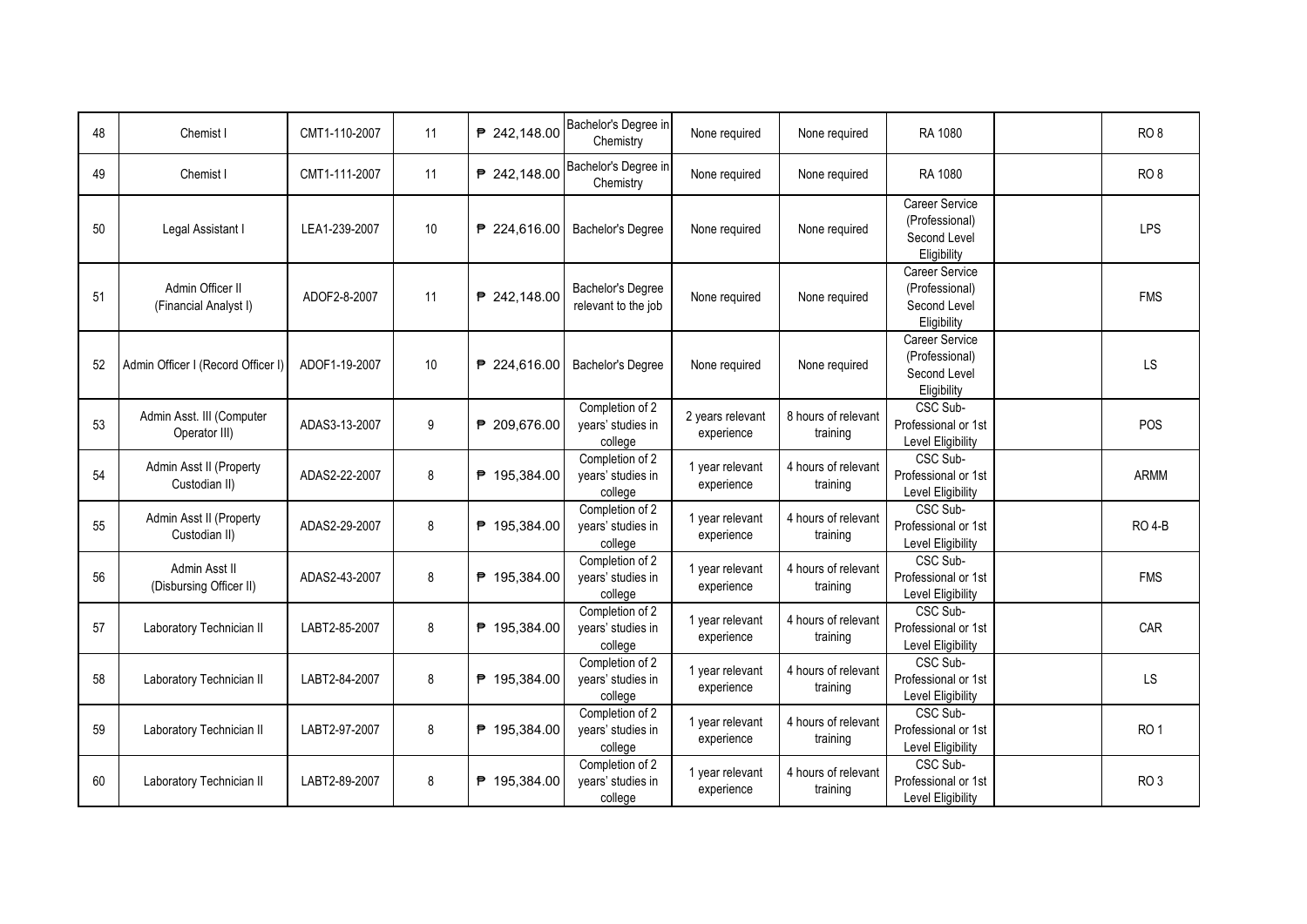| 48 | Chemist I | CMT1-110-2007 | 11 | ₱ 242,148.00 | Bachelor's Degree in Chemistry | None required | None required | RA 1080 | | RO 8 |
|---|---|---|---|---|---|---|---|---|---|---|
| 49 | Chemist I | CMT1-111-2007 | 11 | ₱ 242,148.00 | Bachelor's Degree in Chemistry | None required | None required | RA 1080 | | RO 8 |
| 50 | Legal Assistant I | LEA1-239-2007 | 10 | ₱ 224,616.00 | Bachelor's Degree | None required | None required | Career Service (Professional) Second Level Eligibility | | LPS |
| 51 | Admin Officer II (Financial Analyst I) | ADOF2-8-2007 | 11 | ₱ 242,148.00 | Bachelor's Degree relevant to the job | None required | None required | Career Service (Professional) Second Level Eligibility | | FMS |
| 52 | Admin Officer I (Record Officer I) | ADOF1-19-2007 | 10 | ₱ 224,616.00 | Bachelor's Degree | None required | None required | Career Service (Professional) Second Level Eligibility | | LS |
| 53 | Admin Asst. III (Computer Operator III) | ADAS3-13-2007 | 9 | ₱ 209,676.00 | Completion of 2 years' studies in college | 2 years relevant experience | 8 hours of relevant training | CSC Sub-Professional or 1st Level Eligibility | | POS |
| 54 | Admin Asst II (Property Custodian II) | ADAS2-22-2007 | 8 | ₱ 195,384.00 | Completion of 2 years' studies in college | 1 year relevant experience | 4 hours of relevant training | CSC Sub-Professional or 1st Level Eligibility | | ARMM |
| 55 | Admin Asst II (Property Custodian II) | ADAS2-29-2007 | 8 | ₱ 195,384.00 | Completion of 2 years' studies in college | 1 year relevant experience | 4 hours of relevant training | CSC Sub-Professional or 1st Level Eligibility | | RO 4-B |
| 56 | Admin Asst II (Disbursing Officer II) | ADAS2-43-2007 | 8 | ₱ 195,384.00 | Completion of 2 years' studies in college | 1 year relevant experience | 4 hours of relevant training | CSC Sub-Professional or 1st Level Eligibility | | FMS |
| 57 | Laboratory Technician II | LABT2-85-2007 | 8 | ₱ 195,384.00 | Completion of 2 years' studies in college | 1 year relevant experience | 4 hours of relevant training | CSC Sub-Professional or 1st Level Eligibility | | CAR |
| 58 | Laboratory Technician II | LABT2-84-2007 | 8 | ₱ 195,384.00 | Completion of 2 years' studies in college | 1 year relevant experience | 4 hours of relevant training | CSC Sub-Professional or 1st Level Eligibility | | LS |
| 59 | Laboratory Technician II | LABT2-97-2007 | 8 | ₱ 195,384.00 | Completion of 2 years' studies in college | 1 year relevant experience | 4 hours of relevant training | CSC Sub-Professional or 1st Level Eligibility | | RO 1 |
| 60 | Laboratory Technician II | LABT2-89-2007 | 8 | ₱ 195,384.00 | Completion of 2 years' studies in college | 1 year relevant experience | 4 hours of relevant training | CSC Sub-Professional or 1st Level Eligibility | | RO 3 |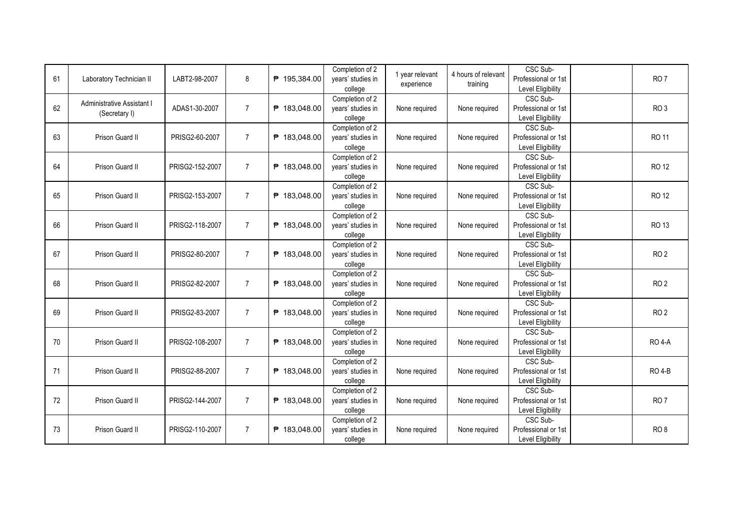| | | | | | | | | | | |
|---|---|---|---|---|---|---|---|---|---|---|
| 61 | Laboratory Technician II | LABT2-98-2007 | 8 | ₱ 195,384.00 | Completion of 2 years' studies in college | 1 year relevant experience | 4 hours of relevant training | CSC Sub-Professional or 1st Level Eligibility | | RO 7 |
| 62 | Administrative Assistant I (Secretary I) | ADAS1-30-2007 | 7 | ₱ 183,048.00 | Completion of 2 years' studies in college | None required | None required | CSC Sub-Professional or 1st Level Eligibility | | RO 3 |
| 63 | Prison Guard II | PRISG2-60-2007 | 7 | ₱ 183,048.00 | Completion of 2 years' studies in college | None required | None required | CSC Sub-Professional or 1st Level Eligibility | | RO 11 |
| 64 | Prison Guard II | PRISG2-152-2007 | 7 | ₱ 183,048.00 | Completion of 2 years' studies in college | None required | None required | CSC Sub-Professional or 1st Level Eligibility | | RO 12 |
| 65 | Prison Guard II | PRISG2-153-2007 | 7 | ₱ 183,048.00 | Completion of 2 years' studies in college | None required | None required | CSC Sub-Professional or 1st Level Eligibility | | RO 12 |
| 66 | Prison Guard II | PRISG2-118-2007 | 7 | ₱ 183,048.00 | Completion of 2 years' studies in college | None required | None required | CSC Sub-Professional or 1st Level Eligibility | | RO 13 |
| 67 | Prison Guard II | PRISG2-80-2007 | 7 | ₱ 183,048.00 | Completion of 2 years' studies in college | None required | None required | CSC Sub-Professional or 1st Level Eligibility | | RO 2 |
| 68 | Prison Guard II | PRISG2-82-2007 | 7 | ₱ 183,048.00 | Completion of 2 years' studies in college | None required | None required | CSC Sub-Professional or 1st Level Eligibility | | RO 2 |
| 69 | Prison Guard II | PRISG2-83-2007 | 7 | ₱ 183,048.00 | Completion of 2 years' studies in college | None required | None required | CSC Sub-Professional or 1st Level Eligibility | | RO 2 |
| 70 | Prison Guard II | PRISG2-108-2007 | 7 | ₱ 183,048.00 | Completion of 2 years' studies in college | None required | None required | CSC Sub-Professional or 1st Level Eligibility | | RO 4-A |
| 71 | Prison Guard II | PRISG2-88-2007 | 7 | ₱ 183,048.00 | Completion of 2 years' studies in college | None required | None required | CSC Sub-Professional or 1st Level Eligibility | | RO 4-B |
| 72 | Prison Guard II | PRISG2-144-2007 | 7 | ₱ 183,048.00 | Completion of 2 years' studies in college | None required | None required | CSC Sub-Professional or 1st Level Eligibility | | RO 7 |
| 73 | Prison Guard II | PRISG2-110-2007 | 7 | ₱ 183,048.00 | Completion of 2 years' studies in college | None required | None required | CSC Sub-Professional or 1st Level Eligibility | | RO 8 |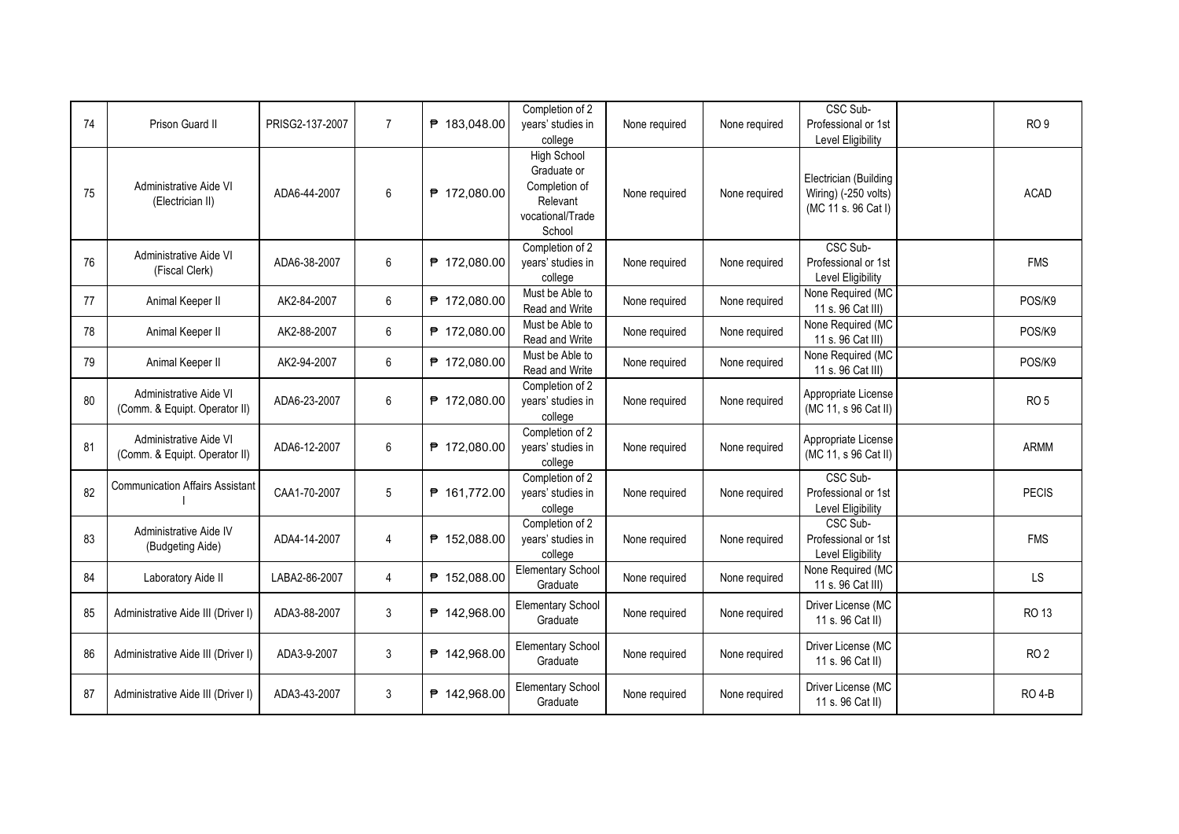| 74 | Prison Guard II | PRISG2-137-2007 | 7 | ₱ 183,048.00 | Completion of 2 years' studies in college | None required | None required | CSC Sub-Professional or 1st Level Eligibility | | RO 9 |
|---|---|---|---|---|---|---|---|---|---|---|
| 75 | Administrative Aide VI (Electrician II) | ADA6-44-2007 | 6 | ₱ 172,080.00 | High School Graduate or Completion of Relevant vocational/Trade School | None required | None required | Electrician (Building Wiring) (-250 volts) (MC 11 s. 96 Cat I) | | ACAD |
| 76 | Administrative Aide VI (Fiscal Clerk) | ADA6-38-2007 | 6 | ₱ 172,080.00 | Completion of 2 years' studies in college | None required | None required | CSC Sub-Professional or 1st Level Eligibility | | FMS |
| 77 | Animal Keeper II | AK2-84-2007 | 6 | ₱ 172,080.00 | Must be Able to Read and Write | None required | None required | None Required (MC 11 s. 96 Cat III) | | POS/K9 |
| 78 | Animal Keeper II | AK2-88-2007 | 6 | ₱ 172,080.00 | Must be Able to Read and Write | None required | None required | None Required (MC 11 s. 96 Cat III) | | POS/K9 |
| 79 | Animal Keeper II | AK2-94-2007 | 6 | ₱ 172,080.00 | Must be Able to Read and Write | None required | None required | None Required (MC 11 s. 96 Cat III) | | POS/K9 |
| 80 | Administrative Aide VI (Comm. & Equipt. Operator II) | ADA6-23-2007 | 6 | ₱ 172,080.00 | Completion of 2 years' studies in college | None required | None required | Appropriate License (MC 11, s 96 Cat II) | | RO 5 |
| 81 | Administrative Aide VI (Comm. & Equipt. Operator II) | ADA6-12-2007 | 6 | ₱ 172,080.00 | Completion of 2 years' studies in college | None required | None required | Appropriate License (MC 11, s 96 Cat II) | | ARMM |
| 82 | Communication Affairs Assistant I | CAA1-70-2007 | 5 | ₱ 161,772.00 | Completion of 2 years' studies in college | None required | None required | CSC Sub-Professional or 1st Level Eligibility | | PECIS |
| 83 | Administrative Aide IV (Budgeting Aide) | ADA4-14-2007 | 4 | ₱ 152,088.00 | Completion of 2 years' studies in college | None required | None required | CSC Sub-Professional or 1st Level Eligibility | | FMS |
| 84 | Laboratory Aide II | LABA2-86-2007 | 4 | ₱ 152,088.00 | Elementary School Graduate | None required | None required | None Required (MC 11 s. 96 Cat III) | | LS |
| 85 | Administrative Aide III (Driver I) | ADA3-88-2007 | 3 | ₱ 142,968.00 | Elementary School Graduate | None required | None required | Driver License (MC 11 s. 96 Cat II) | | RO 13 |
| 86 | Administrative Aide III (Driver I) | ADA3-9-2007 | 3 | ₱ 142,968.00 | Elementary School Graduate | None required | None required | Driver License (MC 11 s. 96 Cat II) | | RO 2 |
| 87 | Administrative Aide III (Driver I) | ADA3-43-2007 | 3 | ₱ 142,968.00 | Elementary School Graduate | None required | None required | Driver License (MC 11 s. 96 Cat II) | | RO 4-B |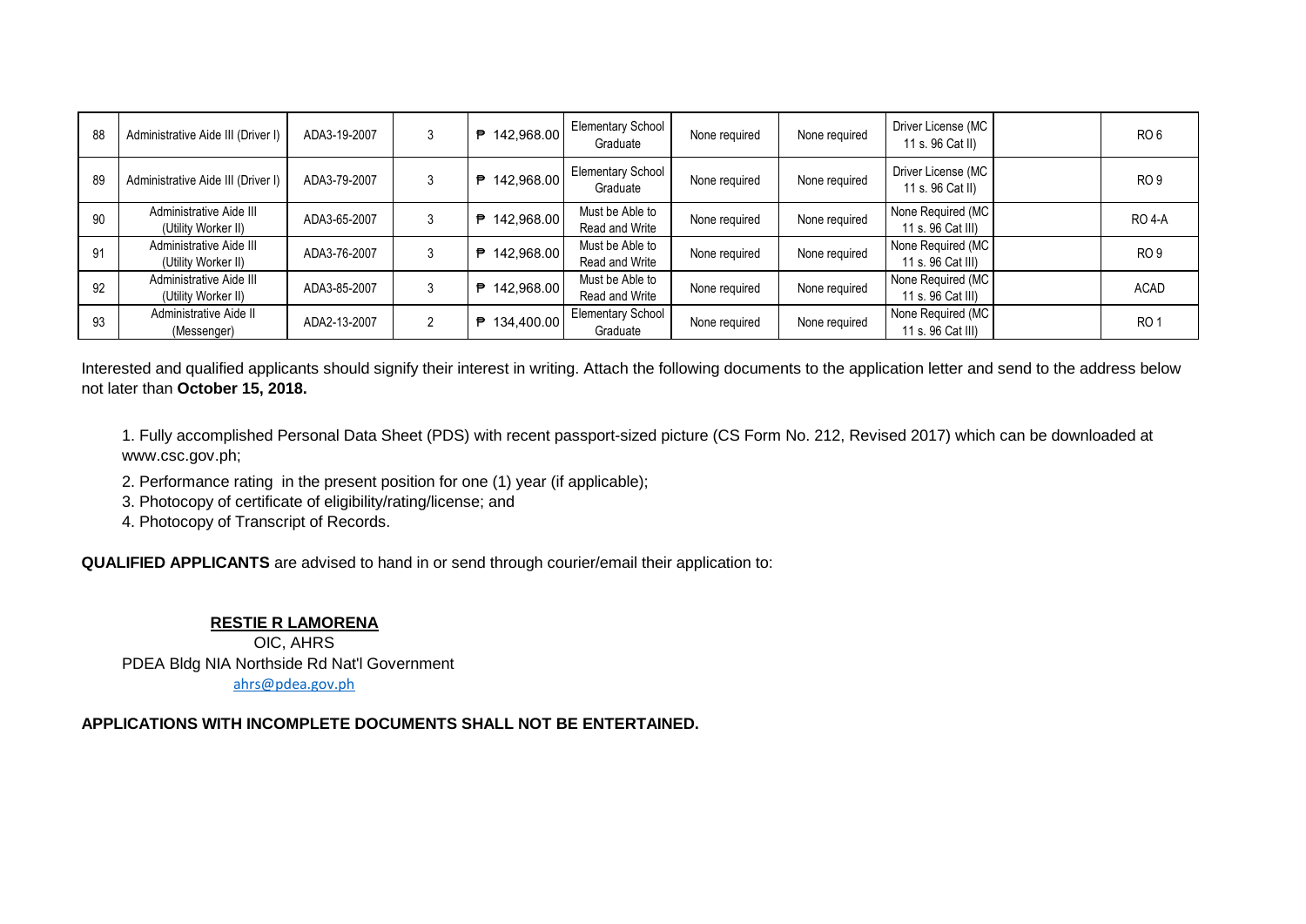| | | | | | | | | | | |
|---|---|---|---|---|---|---|---|---|---|---|
| 88 | Administrative Aide III (Driver I) | ADA3-19-2007 | 3 | ₱ 142,968.00 | Elementary School Graduate | None required | None required | Driver License (MC 11 s. 96 Cat II) | | RO 6 |
| 89 | Administrative Aide III (Driver I) | ADA3-79-2007 | 3 | ₱ 142,968.00 | Elementary School Graduate | None required | None required | Driver License (MC 11 s. 96 Cat II) | | RO 9 |
| 90 | Administrative Aide III (Utility Worker II) | ADA3-65-2007 | 3 | ₱ 142,968.00 | Must be Able to Read and Write | None required | None required | None Required (MC 11 s. 96 Cat III) | | RO 4-A |
| 91 | Administrative Aide III (Utility Worker II) | ADA3-76-2007 | 3 | ₱ 142,968.00 | Must be Able to Read and Write | None required | None required | None Required (MC 11 s. 96 Cat III) | | RO 9 |
| 92 | Administrative Aide III (Utility Worker II) | ADA3-85-2007 | 3 | ₱ 142,968.00 | Must be Able to Read and Write | None required | None required | None Required (MC 11 s. 96 Cat III) | | ACAD |
| 93 | Administrative Aide II (Messenger) | ADA2-13-2007 | 2 | ₱ 134,400.00 | Elementary School Graduate | None required | None required | None Required (MC 11 s. 96 Cat III) | | RO 1 |

Interested and qualified applicants should signify their interest in writing. Attach the following documents to the application letter and send to the address below not later than **October 15, 2018.**

1. Fully accomplished Personal Data Sheet (PDS) with recent passport-sized picture (CS Form No. 212, Revised 2017) which can be downloaded at www.csc.gov.ph;
2. Performance rating in the present position for one (1) year (if applicable);
3. Photocopy of certificate of eligibility/rating/license; and
4. Photocopy of Transcript of Records.

**QUALIFIED APPLICANTS** are advised to hand in or send through courier/email their application to:

**RESTIE R LAMORENA**
OIC, AHRS
PDEA Bldg NIA Northside Rd Nat'l Government
ahrs@pdea.gov.ph

**APPLICATIONS WITH INCOMPLETE DOCUMENTS SHALL NOT BE ENTERTAINED.**